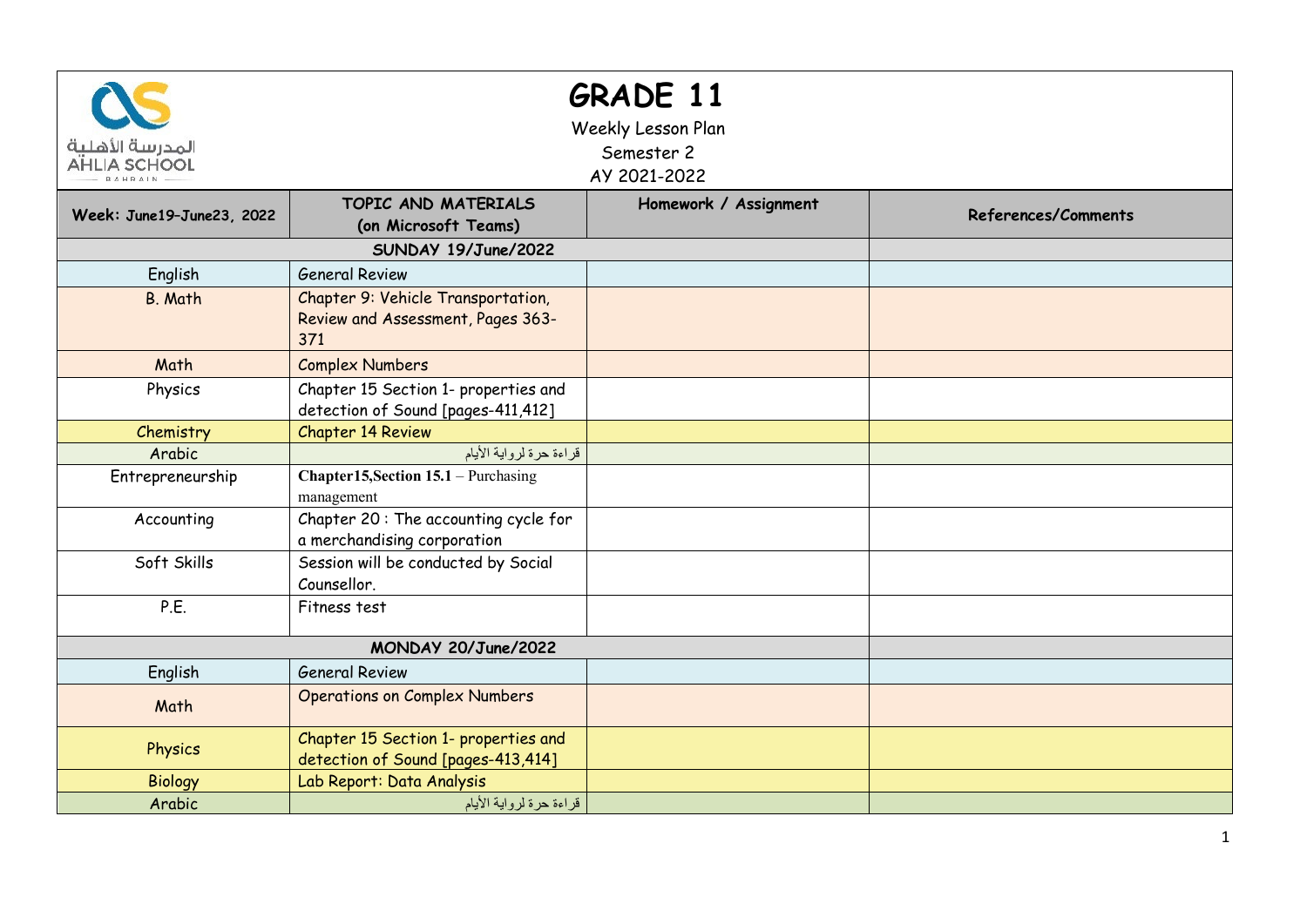# GRADE 11

Weekly Lesson Plan

Semester 2

AY 2021-2022

| Week: June19–June23, 2022 | TOPIC AND MATERIALS (on Microsoft Teams) | Homework / Assignment | References/Comments |
|---|---|---|---|
| **SUNDAY 19/June/2022** | | | |
| English | General Review | | |
| B. Math | Chapter 9: Vehicle Transportation, Review and Assessment, Pages 363-371 | | |
| Math | Complex Numbers | | |
| Physics | Chapter 15 Section 1- properties and detection of Sound [pages-411,412] | | |
| Chemistry | Chapter 14 Review | | |
| Arabic | قراءة حرة لرواية الأيام | | |
| Entrepreneurship | **Chapter15,Section 15.1** – Purchasing management | | |
| Accounting | Chapter 20 : The accounting cycle for a merchandising corporation | | |
| Soft Skills | Session will be conducted by Social Counsellor. | | |
| P.E. | Fitness test | | |
| **MONDAY 20/June/2022** | | | |
| English | General Review | | |
| Math | Operations on Complex Numbers | | |
| Physics | Chapter 15 Section 1- properties and detection of Sound [pages-413,414] | | |
| Biology | Lab Report: Data Analysis | | |
| Arabic | قراءة حرة لرواية الأيام | | |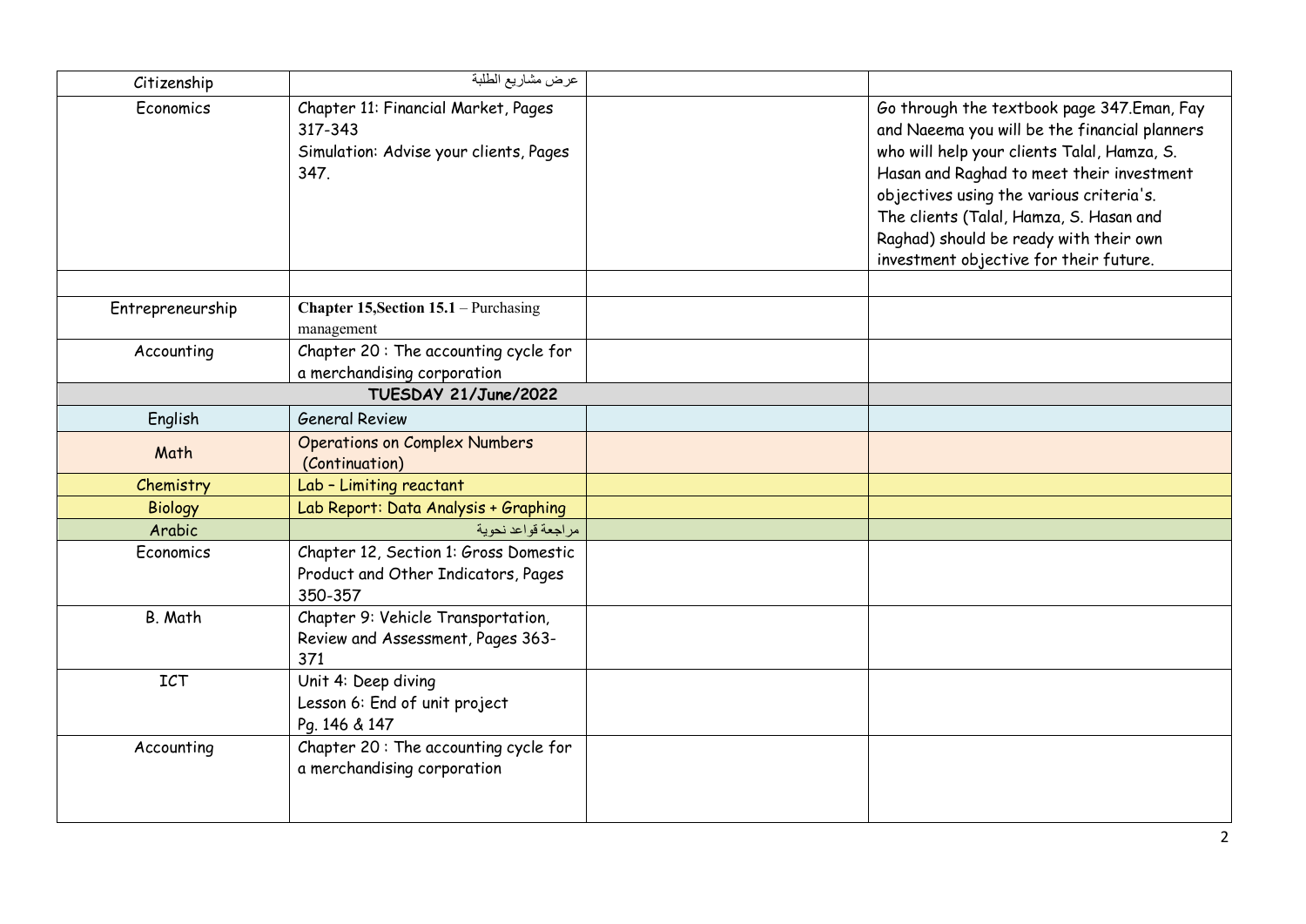| | | | |
|---|---|---|---|
| Citizenship | عرض مشاريع الطلبة | | |
| Economics | Chapter 11: Financial Market, Pages 317-343<br>Simulation: Advise your clients, Pages 347. | | Go through the textbook page 347.Eman, Fay and Naeema you will be the financial planners who will help your clients Talal, Hamza, S. Hasan and Raghad to meet their investment objectives using the various criteria's.<br>The clients (Talal, Hamza, S. Hasan and Raghad) should be ready with their own investment objective for their future. |
| | | | |
| Entrepreneurship | **Chapter 15,Section 15.1** – Purchasing management | | |
| Accounting | Chapter 20 : The accounting cycle for a merchandising corporation | | |
| **TUESDAY 21/June/2022** | | | |
| English | General Review | | |
| Math | Operations on Complex Numbers (Continuation) | | |
| Chemistry | Lab – Limiting reactant | | |
| Biology | Lab Report: Data Analysis + Graphing | | |
| Arabic | مراجعة قواعد نحوية | | |
| Economics | Chapter 12, Section 1: Gross Domestic Product and Other Indicators, Pages 350-357 | | |
| B. Math | Chapter 9: Vehicle Transportation, Review and Assessment, Pages 363-371 | | |
| ICT | Unit 4: Deep diving<br>Lesson 6: End of unit project<br>Pg. 146 & 147 | | |
| Accounting | Chapter 20 : The accounting cycle for a merchandising corporation | | |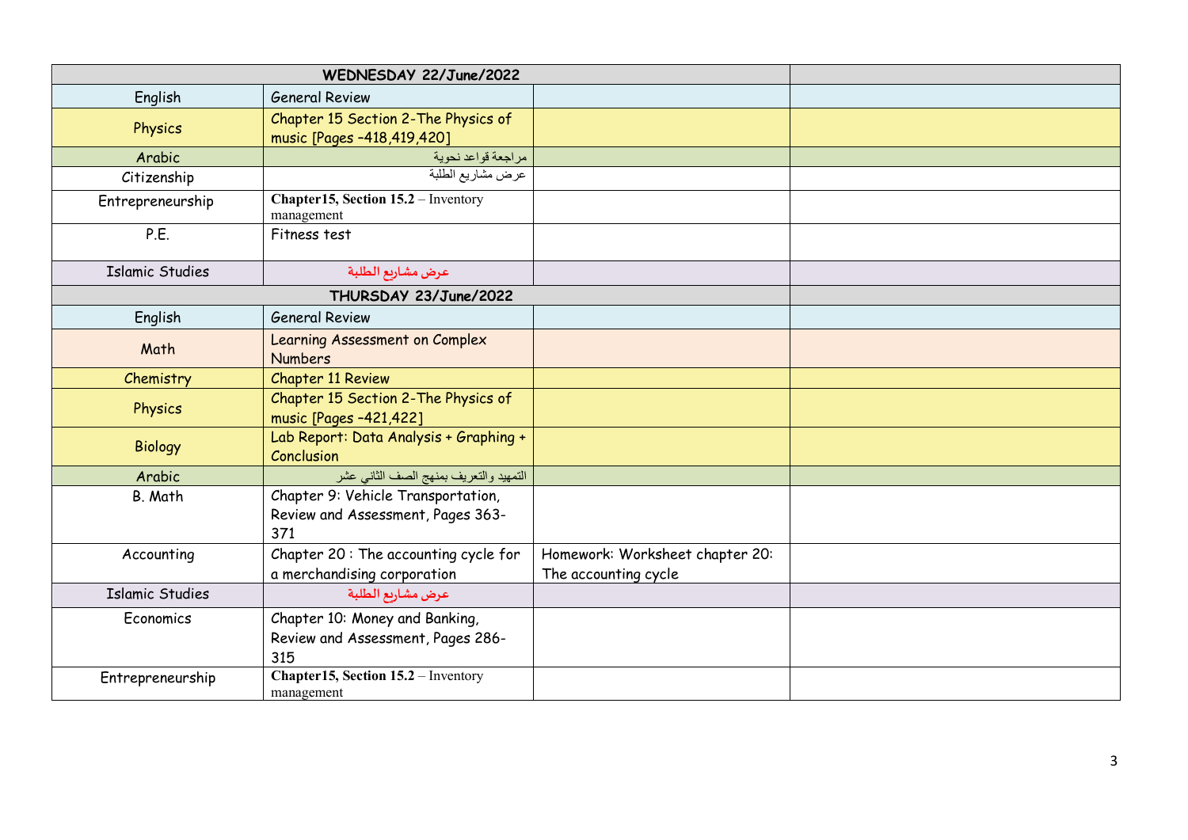| WEDNESDAY 22/June/2022 | | | |
|---|---|---|---|
| English | General Review | | |
| Physics | Chapter 15 Section 2-The Physics of music [Pages -418,419,420] | | |
| Arabic | مراجعة قواعد نحوية | | |
| Citizenship | عرض مشاريع الطلبة | | |
| Entrepreneurship | **Chapter15, Section 15.2** – Inventory management | | |
| P.E. | Fitness test | | |
| Islamic Studies | عرض مشاريع الطلبة | | |
| **THURSDAY 23/June/2022** | | | |
| English | General Review | | |
| Math | Learning Assessment on Complex Numbers | | |
| Chemistry | Chapter 11 Review | | |
| Physics | Chapter 15 Section 2-The Physics of music [Pages -421,422] | | |
| Biology | Lab Report: Data Analysis + Graphing + Conclusion | | |
| Arabic | التمهيد والتعريف بمنهج الصف الثاني عشر | | |
| B. Math | Chapter 9: Vehicle Transportation, Review and Assessment, Pages 363-371 | | |
| Accounting | Chapter 20 : The accounting cycle for a merchandising corporation | Homework: Worksheet chapter 20: The accounting cycle | |
| Islamic Studies | عرض مشاريع الطلبة | | |
| Economics | Chapter 10: Money and Banking, Review and Assessment, Pages 286-315 | | |
| Entrepreneurship | **Chapter15, Section 15.2** – Inventory management | | |